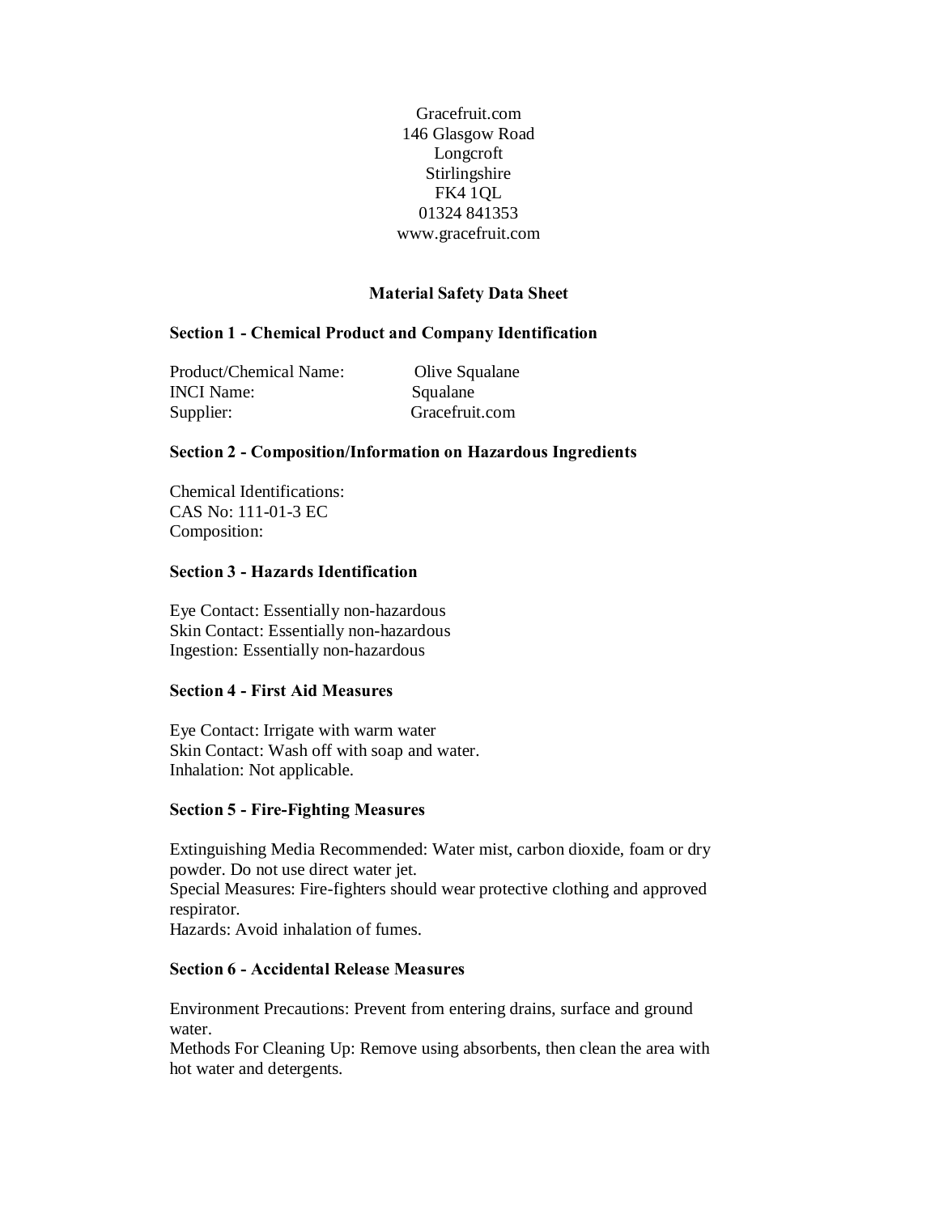Gracefruit.com
146 Glasgow Road
Longcroft
Stirlingshire
FK4 1QL
01324 841353
www.gracefruit.com

# Material Safety Data Sheet

## Section 1 - Chemical Product and Company Identification

Product/Chemical Name: Olive Squalane
INCI Name: Squalane
Supplier: Gracefruit.com

## Section 2 - Composition/Information on Hazardous Ingredients

Chemical Identifications:
CAS No: 111-01-3 EC
Composition:

## Section 3 - Hazards Identification

Eye Contact: Essentially non-hazardous
Skin Contact: Essentially non-hazardous
Ingestion: Essentially non-hazardous

## Section 4 - First Aid Measures

Eye Contact: Irrigate with warm water
Skin Contact: Wash off with soap and water.
Inhalation: Not applicable.

## Section 5 - Fire-Fighting Measures

Extinguishing Media Recommended: Water mist, carbon dioxide, foam or dry powder. Do not use direct water jet.
Special Measures: Fire-fighters should wear protective clothing and approved respirator.
Hazards: Avoid inhalation of fumes.

## Section 6 - Accidental Release Measures

Environment Precautions: Prevent from entering drains, surface and ground water.
Methods For Cleaning Up: Remove using absorbents, then clean the area with hot water and detergents.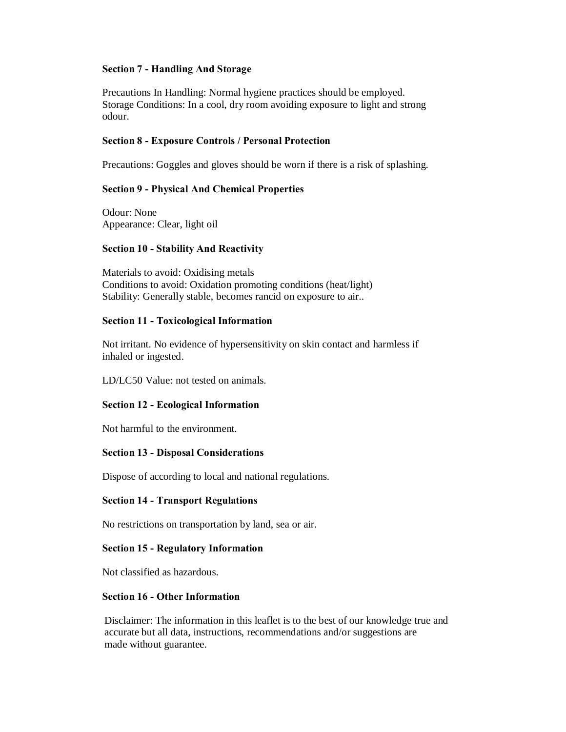## Section 7 - Handling And Storage

Precautions In Handling: Normal hygiene practices should be employed.
Storage Conditions: In a cool, dry room avoiding exposure to light and strong odour.

## Section 8 - Exposure Controls / Personal Protection

Precautions: Goggles and gloves should be worn if there is a risk of splashing.

## Section 9 - Physical And Chemical Properties

Odour: None
Appearance: Clear, light oil

## Section 10 - Stability And Reactivity

Materials to avoid: Oxidising metals
Conditions to avoid: Oxidation promoting conditions (heat/light)
Stability: Generally stable, becomes rancid on exposure to air..

## Section 11 - Toxicological Information

Not irritant. No evidence of hypersensitivity on skin contact and harmless if inhaled or ingested.

LD/LC50 Value: not tested on animals.

## Section 12 - Ecological Information

Not harmful to the environment.

## Section 13 - Disposal Considerations

Dispose of according to local and national regulations.

## Section 14 - Transport Regulations

No restrictions on transportation by land, sea or air.

## Section 15 - Regulatory Information

Not classified as hazardous.

## Section 16 - Other Information

Disclaimer: The information in this leaflet is to the best of our knowledge true and accurate but all data, instructions, recommendations and/or suggestions are made without guarantee.